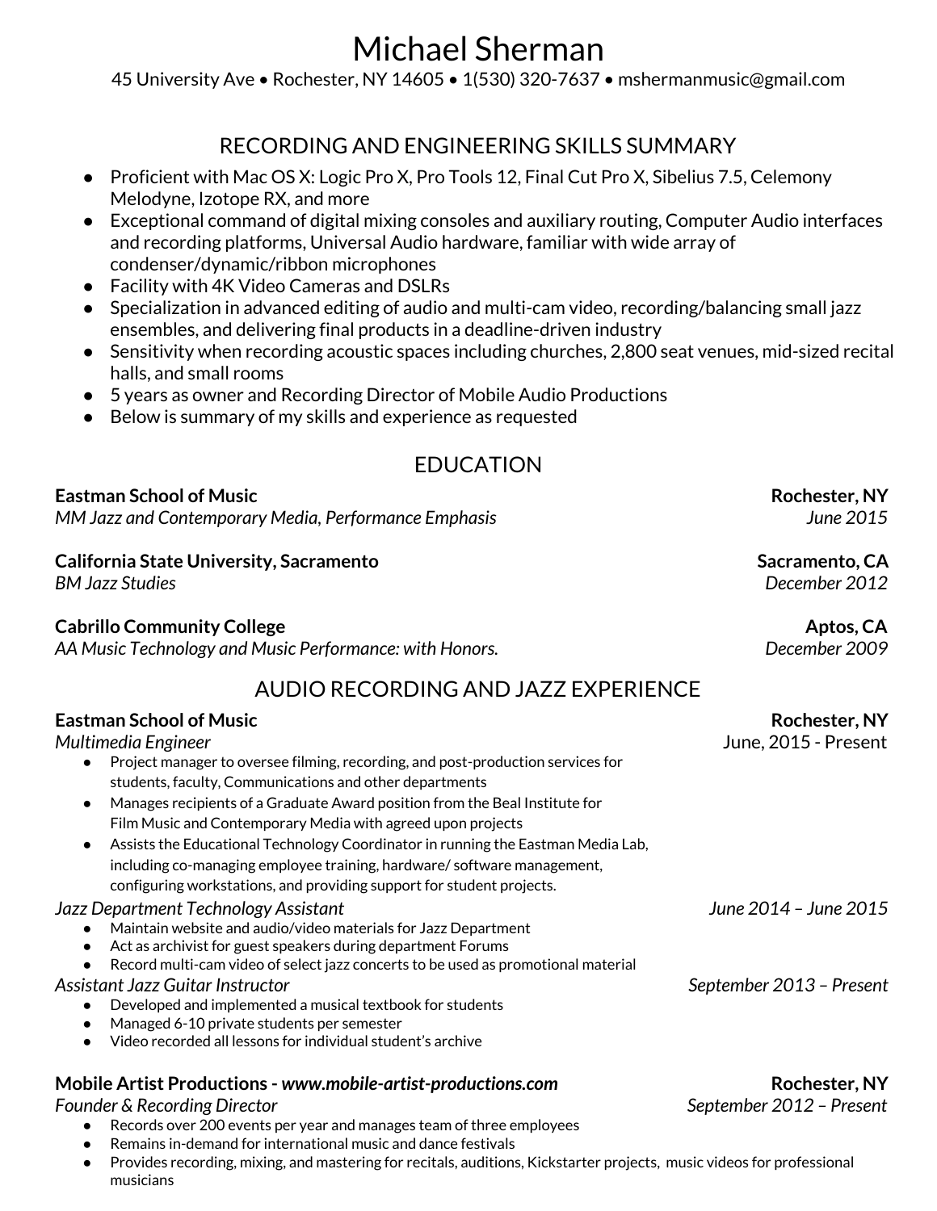# Michael Sherman

45 University Ave • Rochester, NY 14605 • 1(530) 320-7637 • mshermanmusic@gmail.com

## RECORDING AND ENGINEERING SKILLS SUMMARY

- Proficient with Mac OS X: Logic Pro X, Pro Tools 12, Final Cut Pro X, Sibelius 7.5, Celemony Melodyne, Izotope RX, and more
- Exceptional command of digital mixing consoles and auxiliary routing, Computer Audio interfaces and recording platforms, Universal Audio hardware, familiar with wide array of condenser/dynamic/ribbon microphones
- Facility with 4K Video Cameras and DSLRs
- Specialization in advanced editing of audio and multi-cam video, recording/balancing small jazz ensembles, and delivering final products in a deadline-driven industry
- Sensitivity when recording acoustic spaces including churches, 2,800 seat venues, mid-sized recital halls, and small rooms
- 5 years as owner and Recording Director of Mobile Audio Productions
- Below is summary of my skills and experience as requested

## EDUCATION

**Eastman School of Music** — **Rochester, NY**
*MM Jazz and Contemporary Media, Performance Emphasis* — *June 2015*

**California State University, Sacramento** — **Sacramento, CA**
*BM Jazz Studies* — *December 2012*

**Cabrillo Community College** — **Aptos, CA**
*AA Music Technology and Music Performance: with Honors.* — *December 2009*

## AUDIO RECORDING AND JAZZ EXPERIENCE

**Eastman School of Music** — **Rochester, NY**

*Multimedia Engineer* — June, 2015 - Present

- Project manager to oversee filming, recording, and post-production services for students, faculty, Communications and other departments
- Manages recipients of a Graduate Award position from the Beal Institute for Film Music and Contemporary Media with agreed upon projects
- Assists the Educational Technology Coordinator in running the Eastman Media Lab, including co-managing employee training, hardware/ software management, configuring workstations, and providing support for student projects.

*Jazz Department Technology Assistant* — *June 2014 – June 2015*

- Maintain website and audio/video materials for Jazz Department
- Act as archivist for guest speakers during department Forums
- Record multi-cam video of select jazz concerts to be used as promotional material

*Assistant Jazz Guitar Instructor* — *September 2013 – Present*

- Developed and implemented a musical textbook for students
- Managed 6-10 private students per semester
- Video recorded all lessons for individual student's archive

**Mobile Artist Productions - *www.mobile-artist-productions.com*** — **Rochester, NY**

*Founder & Recording Director* — *September 2012 – Present*

- Records over 200 events per year and manages team of three employees
- Remains in-demand for international music and dance festivals
- Provides recording, mixing, and mastering for recitals, auditions, Kickstarter projects, music videos for professional musicians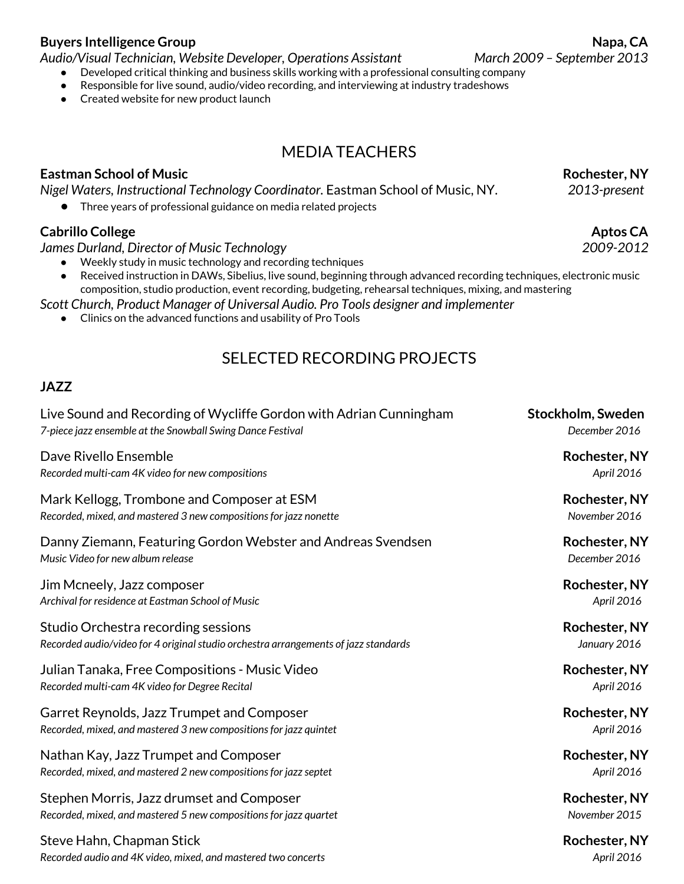**Buyers Intelligence Group** **Napa, CA**
*Audio/Visual Technician, Website Developer, Operations Assistant* *March 2009 – September 2013*

- Developed critical thinking and business skills working with a professional consulting company
- Responsible for live sound, audio/video recording, and interviewing at industry tradeshows
- Created website for new product launch

## MEDIA TEACHERS

**Eastman School of Music** **Rochester, NY**
*Nigel Waters, Instructional Technology Coordinator.* Eastman School of Music, NY. *2013-present*

- Three years of professional guidance on media related projects

**Cabrillo College** **Aptos CA**
*James Durland, Director of Music Technology* *2009-2012*

- Weekly study in music technology and recording techniques
- Received instruction in DAWs, Sibelius, live sound, beginning through advanced recording techniques, electronic music composition, studio production, event recording, budgeting, rehearsal techniques, mixing, and mastering

*Scott Church, Product Manager of Universal Audio. Pro Tools designer and implementer*

- Clinics on the advanced functions and usability of Pro Tools

## SELECTED RECORDING PROJECTS

### JAZZ

Live Sound and Recording of Wycliffe Gordon with Adrian Cunningham **Stockholm, Sweden**
*7-piece jazz ensemble at the Snowball Swing Dance Festival* *December 2016*

Dave Rivello Ensemble **Rochester, NY**
*Recorded multi-cam 4K video for new compositions* *April 2016*

Mark Kellogg, Trombone and Composer at ESM **Rochester, NY**
*Recorded, mixed, and mastered 3 new compositions for jazz nonette* *November 2016*

Danny Ziemann, Featuring Gordon Webster and Andreas Svendsen **Rochester, NY**
*Music Video for new album release* *December 2016*

Jim Mcneely, Jazz composer **Rochester, NY**
*Archival for residence at Eastman School of Music* *April 2016*

Studio Orchestra recording sessions **Rochester, NY**
*Recorded audio/video for 4 original studio orchestra arrangements of jazz standards* *January 2016*

Julian Tanaka, Free Compositions - Music Video **Rochester, NY**
*Recorded multi-cam 4K video for Degree Recital* *April 2016*

Garret Reynolds, Jazz Trumpet and Composer **Rochester, NY**
*Recorded, mixed, and mastered 3 new compositions for jazz quintet* *April 2016*

Nathan Kay, Jazz Trumpet and Composer **Rochester, NY**
*Recorded, mixed, and mastered 2 new compositions for jazz septet* *April 2016*

Stephen Morris, Jazz drumset and Composer **Rochester, NY**
*Recorded, mixed, and mastered 5 new compositions for jazz quartet* *November 2015*

Steve Hahn, Chapman Stick **Rochester, NY**
*Recorded audio and 4K video, mixed, and mastered two concerts* *April 2016*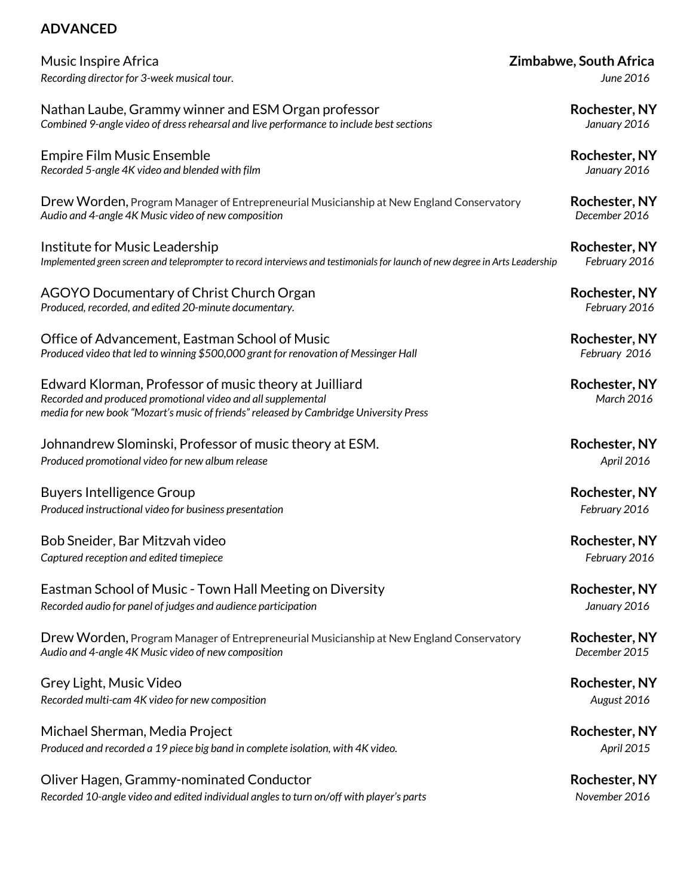## ADVANCED

Music Inspire Africa **Zimbabwe, South Africa**
*Recording director for 3-week musical tour.* *June 2016*

Nathan Laube, Grammy winner and ESM Organ professor **Rochester, NY**
*Combined 9-angle video of dress rehearsal and live performance to include best sections* *January 2016*

Empire Film Music Ensemble **Rochester, NY**
*Recorded 5-angle 4K video and blended with film* *January 2016*

Drew Worden, Program Manager of Entrepreneurial Musicianship at New England Conservatory **Rochester, NY**
*Audio and 4-angle 4K Music video of new composition* *December 2016*

Institute for Music Leadership **Rochester, NY**
*Implemented green screen and teleprompter to record interviews and testimonials for launch of new degree in Arts Leadership* *February 2016*

AGOYO Documentary of Christ Church Organ **Rochester, NY**
*Produced, recorded, and edited 20-minute documentary.* *February 2016*

Office of Advancement, Eastman School of Music **Rochester, NY**
*Produced video that led to winning $500,000 grant for renovation of Messinger Hall* *February 2016*

Edward Klorman, Professor of music theory at Juilliard **Rochester, NY**
*Recorded and produced promotional video and all supplemental media for new book "Mozart's music of friends" released by Cambridge University Press* *March 2016*

Johnandrew Slominski, Professor of music theory at ESM. **Rochester, NY**
*Produced promotional video for new album release* *April 2016*

Buyers Intelligence Group **Rochester, NY**
*Produced instructional video for business presentation* *February 2016*

Bob Sneider, Bar Mitzvah video **Rochester, NY**
*Captured reception and edited timepiece* *February 2016*

Eastman School of Music - Town Hall Meeting on Diversity **Rochester, NY**
*Recorded audio for panel of judges and audience participation* *January 2016*

Drew Worden, Program Manager of Entrepreneurial Musicianship at New England Conservatory **Rochester, NY**
*Audio and 4-angle 4K Music video of new composition* *December 2015*

Grey Light, Music Video **Rochester, NY**
*Recorded multi-cam 4K video for new composition* *August 2016*

Michael Sherman, Media Project **Rochester, NY**
*Produced and recorded a 19 piece big band in complete isolation, with 4K video.* *April 2015*

Oliver Hagen, Grammy-nominated Conductor **Rochester, NY**
*Recorded 10-angle video and edited individual angles to turn on/off with player's parts* *November 2016*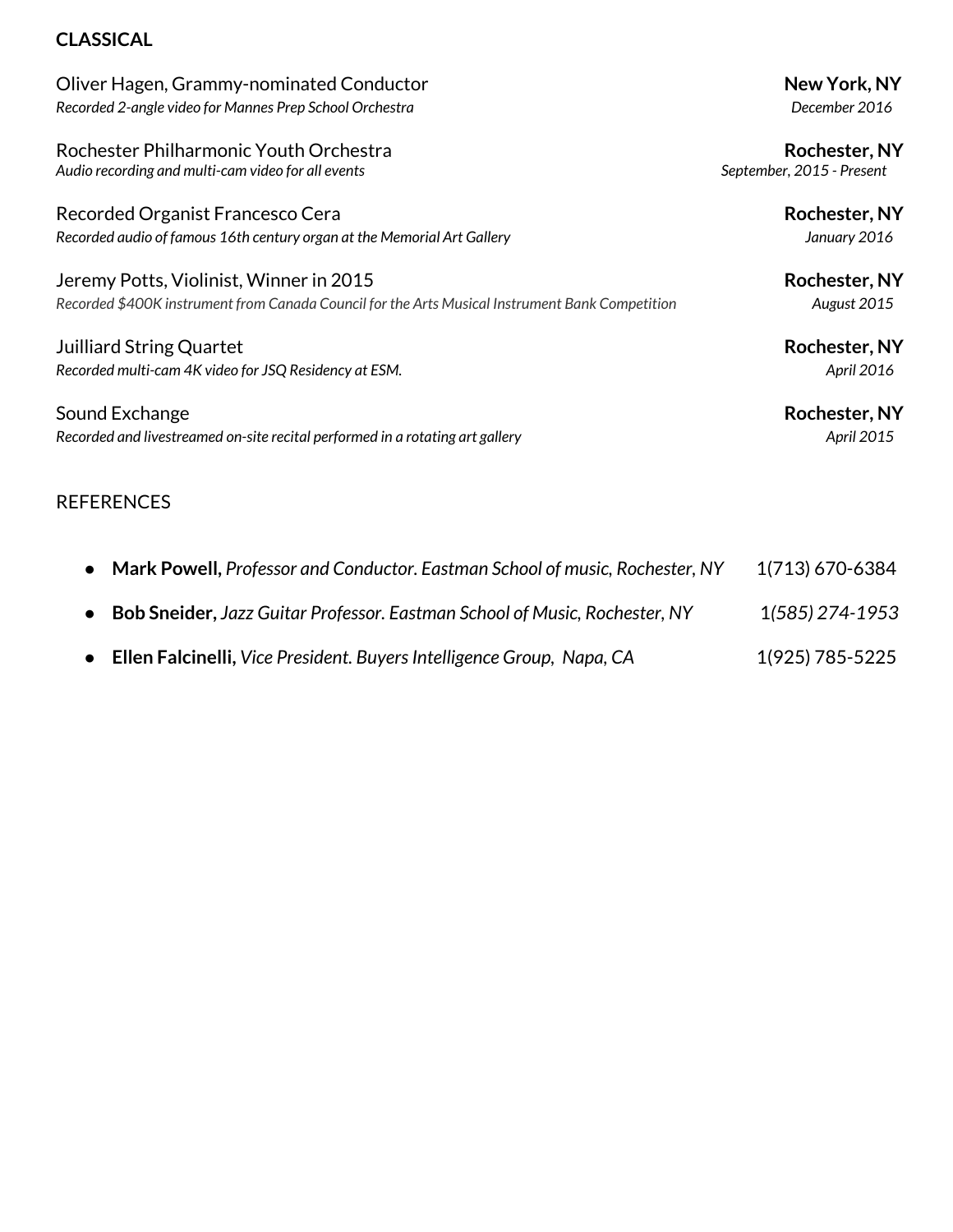## CLASSICAL

Oliver Hagen, Grammy-nominated Conductor **New York, NY**
*Recorded 2-angle video for Mannes Prep School Orchestra* *December 2016*

Rochester Philharmonic Youth Orchestra **Rochester, NY**
*Audio recording and multi-cam video for all events* *September, 2015 - Present*

Recorded Organist Francesco Cera **Rochester, NY**
*Recorded audio of famous 16th century organ at the Memorial Art Gallery* *January 2016*

Jeremy Potts, Violinist, Winner in 2015 **Rochester, NY**
*Recorded $400K instrument from Canada Council for the Arts Musical Instrument Bank Competition* *August 2015*

Juilliard String Quartet **Rochester, NY**
*Recorded multi-cam 4K video for JSQ Residency at ESM.* *April 2016*

Sound Exchange **Rochester, NY**
*Recorded and livestreamed on-site recital performed in a rotating art gallery* *April 2015*

## REFERENCES

- **Mark Powell,** *Professor and Conductor. Eastman School of music, Rochester, NY* 1(713) 670-6384
- **Bob Sneider,** *Jazz Guitar Professor. Eastman School of Music, Rochester, NY* 1*(585) 274-1953*
- **Ellen Falcinelli,** *Vice President. Buyers Intelligence Group, Napa, CA* 1(925) 785-5225